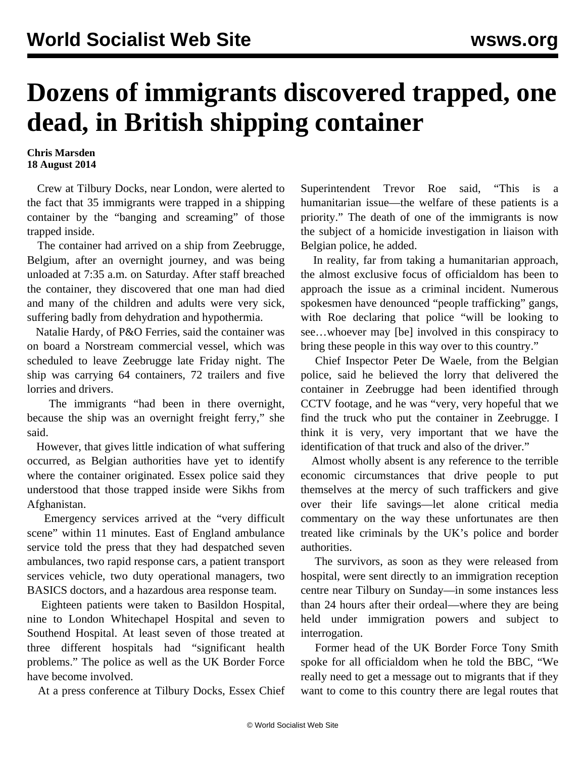# Dozens of immigrants discovered trapped, one dead, in British shipping container

**Chris Marsden**
**18 August 2014**

Crew at Tilbury Docks, near London, were alerted to the fact that 35 immigrants were trapped in a shipping container by the "banging and screaming" of those trapped inside.

The container had arrived on a ship from Zeebrugge, Belgium, after an overnight journey, and was being unloaded at 7:35 a.m. on Saturday. After staff breached the container, they discovered that one man had died and many of the children and adults were very sick, suffering badly from dehydration and hypothermia.

Natalie Hardy, of P&O Ferries, said the container was on board a Norstream commercial vessel, which was scheduled to leave Zeebrugge late Friday night. The ship was carrying 64 containers, 72 trailers and five lorries and drivers.

The immigrants "had been in there overnight, because the ship was an overnight freight ferry," she said.

However, that gives little indication of what suffering occurred, as Belgian authorities have yet to identify where the container originated. Essex police said they understood that those trapped inside were Sikhs from Afghanistan.

Emergency services arrived at the "very difficult scene" within 11 minutes. East of England ambulance service told the press that they had despatched seven ambulances, two rapid response cars, a patient transport services vehicle, two duty operational managers, two BASICS doctors, and a hazardous area response team.

Eighteen patients were taken to Basildon Hospital, nine to London Whitechapel Hospital and seven to Southend Hospital. At least seven of those treated at three different hospitals had "significant health problems." The police as well as the UK Border Force have become involved.

At a press conference at Tilbury Docks, Essex Chief Superintendent Trevor Roe said, "This is a humanitarian issue—the welfare of these patients is a priority." The death of one of the immigrants is now the subject of a homicide investigation in liaison with Belgian police, he added.

In reality, far from taking a humanitarian approach, the almost exclusive focus of officialdom has been to approach the issue as a criminal incident. Numerous spokesmen have denounced "people trafficking" gangs, with Roe declaring that police "will be looking to see…whoever may [be] involved in this conspiracy to bring these people in this way over to this country."

Chief Inspector Peter De Waele, from the Belgian police, said he believed the lorry that delivered the container in Zeebrugge had been identified through CCTV footage, and he was "very, very hopeful that we find the truck who put the container in Zeebrugge. I think it is very, very important that we have the identification of that truck and also of the driver."

Almost wholly absent is any reference to the terrible economic circumstances that drive people to put themselves at the mercy of such traffickers and give over their life savings—let alone critical media commentary on the way these unfortunates are then treated like criminals by the UK's police and border authorities.

The survivors, as soon as they were released from hospital, were sent directly to an immigration reception centre near Tilbury on Sunday—in some instances less than 24 hours after their ordeal—where they are being held under immigration powers and subject to interrogation.

Former head of the UK Border Force Tony Smith spoke for all officialdom when he told the BBC, "We really need to get a message out to migrants that if they want to come to this country there are legal routes that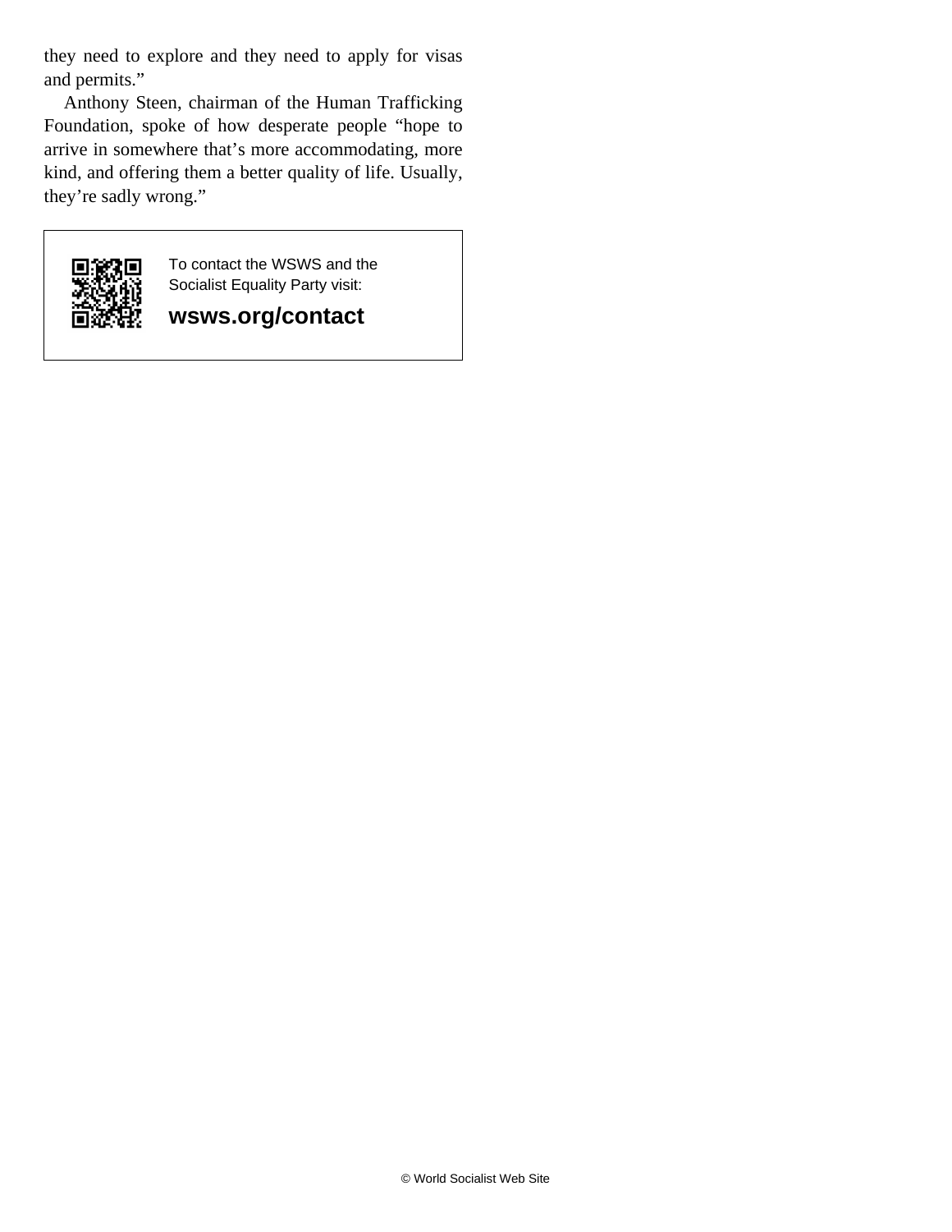they need to explore and they need to apply for visas and permits."

Anthony Steen, chairman of the Human Trafficking Foundation, spoke of how desperate people "hope to arrive in somewhere that's more accommodating, more kind, and offering them a better quality of life. Usually, they're sadly wrong."

To contact the WSWS and the Socialist Equality Party visit:

**wsws.org/contact**